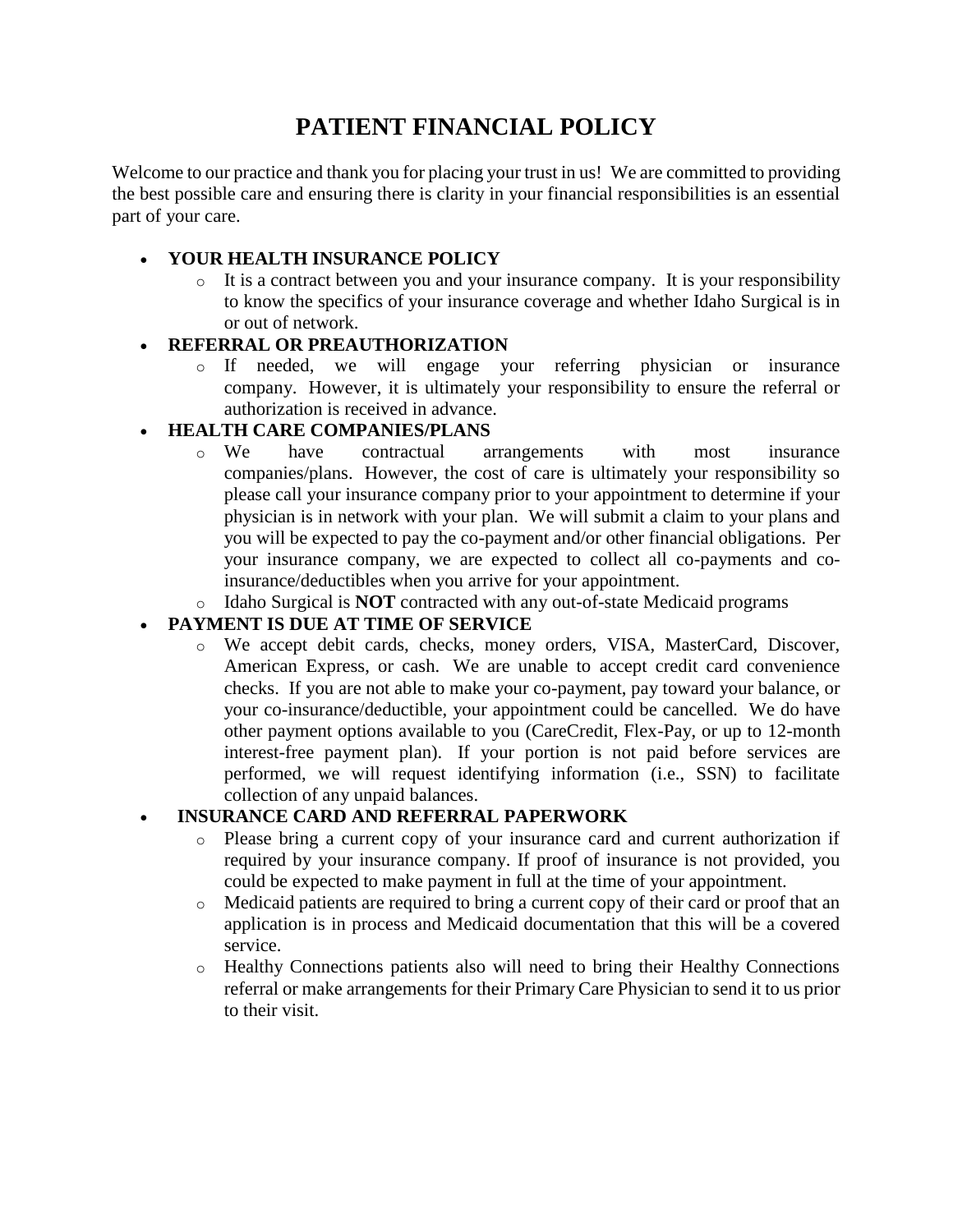# PATIENT FINANCIAL POLICY

Welcome to our practice and thank you for placing your trust in us! We are committed to providing the best possible care and ensuring there is clarity in your financial responsibilities is an essential part of your care.

- **YOUR HEALTH INSURANCE POLICY**
  - It is a contract between you and your insurance company. It is your responsibility to know the specifics of your insurance coverage and whether Idaho Surgical is in or out of network.
- **REFERRAL OR PREAUTHORIZATION**
  - If needed, we will engage your referring physician or insurance company. However, it is ultimately your responsibility to ensure the referral or authorization is received in advance.
- **HEALTH CARE COMPANIES/PLANS**
  - We have contractual arrangements with most insurance companies/plans. However, the cost of care is ultimately your responsibility so please call your insurance company prior to your appointment to determine if your physician is in network with your plan. We will submit a claim to your plans and you will be expected to pay the co-payment and/or other financial obligations. Per your insurance company, we are expected to collect all co-payments and co-insurance/deductibles when you arrive for your appointment.
  - Idaho Surgical is **NOT** contracted with any out-of-state Medicaid programs
- **PAYMENT IS DUE AT TIME OF SERVICE**
  - We accept debit cards, checks, money orders, VISA, MasterCard, Discover, American Express, or cash. We are unable to accept credit card convenience checks. If you are not able to make your co-payment, pay toward your balance, or your co-insurance/deductible, your appointment could be cancelled. We do have other payment options available to you (CareCredit, Flex-Pay, or up to 12-month interest-free payment plan). If your portion is not paid before services are performed, we will request identifying information (i.e., SSN) to facilitate collection of any unpaid balances.
- **INSURANCE CARD AND REFERRAL PAPERWORK**
  - Please bring a current copy of your insurance card and current authorization if required by your insurance company. If proof of insurance is not provided, you could be expected to make payment in full at the time of your appointment.
  - Medicaid patients are required to bring a current copy of their card or proof that an application is in process and Medicaid documentation that this will be a covered service.
  - Healthy Connections patients also will need to bring their Healthy Connections referral or make arrangements for their Primary Care Physician to send it to us prior to their visit.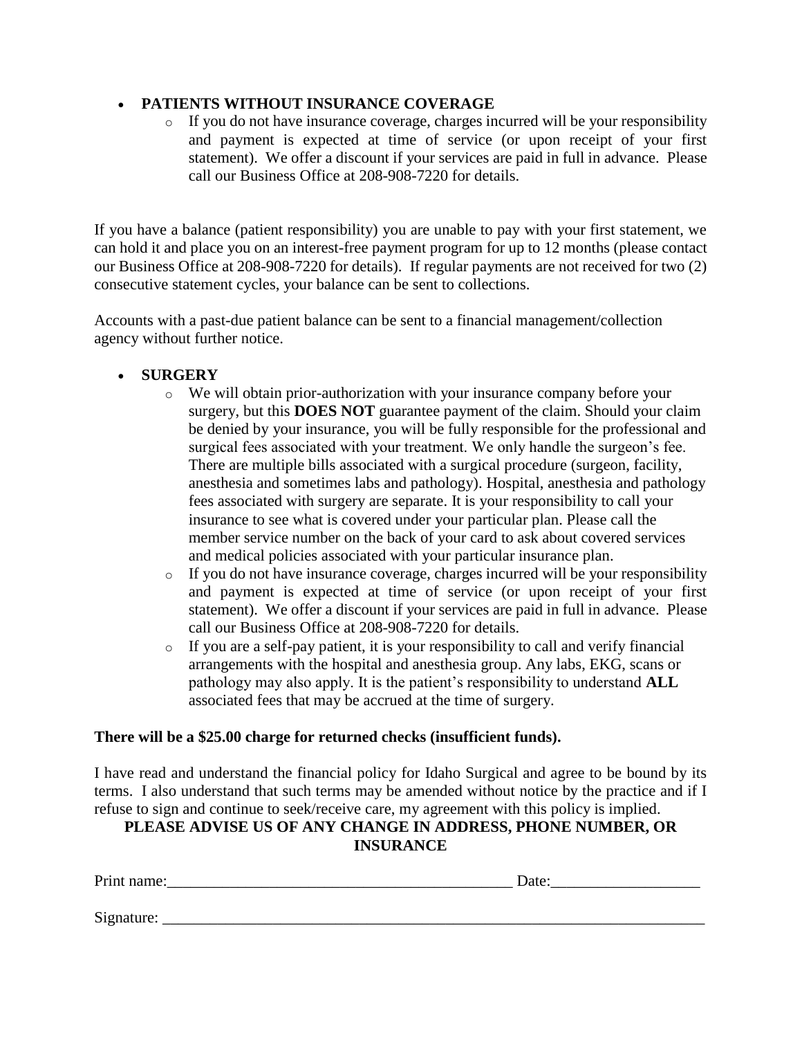- **PATIENTS WITHOUT INSURANCE COVERAGE**
  - If you do not have insurance coverage, charges incurred will be your responsibility and payment is expected at time of service (or upon receipt of your first statement). We offer a discount if your services are paid in full in advance. Please call our Business Office at 208-908-7220 for details.

If you have a balance (patient responsibility) you are unable to pay with your first statement, we can hold it and place you on an interest-free payment program for up to 12 months (please contact our Business Office at 208-908-7220 for details). If regular payments are not received for two (2) consecutive statement cycles, your balance can be sent to collections.

Accounts with a past-due patient balance can be sent to a financial management/collection agency without further notice.

- **SURGERY**
  - We will obtain prior-authorization with your insurance company before your surgery, but this **DOES NOT** guarantee payment of the claim. Should your claim be denied by your insurance, you will be fully responsible for the professional and surgical fees associated with your treatment. We only handle the surgeon's fee. There are multiple bills associated with a surgical procedure (surgeon, facility, anesthesia and sometimes labs and pathology). Hospital, anesthesia and pathology fees associated with surgery are separate. It is your responsibility to call your insurance to see what is covered under your particular plan. Please call the member service number on the back of your card to ask about covered services and medical policies associated with your particular insurance plan.
  - If you do not have insurance coverage, charges incurred will be your responsibility and payment is expected at time of service (or upon receipt of your first statement). We offer a discount if your services are paid in full in advance. Please call our Business Office at 208-908-7220 for details.
  - If you are a self-pay patient, it is your responsibility to call and verify financial arrangements with the hospital and anesthesia group. Any labs, EKG, scans or pathology may also apply. It is the patient's responsibility to understand **ALL** associated fees that may be accrued at the time of surgery.

**There will be a $25.00 charge for returned checks (insufficient funds).**

I have read and understand the financial policy for Idaho Surgical and agree to be bound by its terms. I also understand that such terms may be amended without notice by the practice and if I refuse to sign and continue to seek/receive care, my agreement with this policy is implied.

**PLEASE ADVISE US OF ANY CHANGE IN ADDRESS, PHONE NUMBER, OR INSURANCE**

Print name:_____________________________________________ Date:___________________

Signature: ________________________________________________________________________